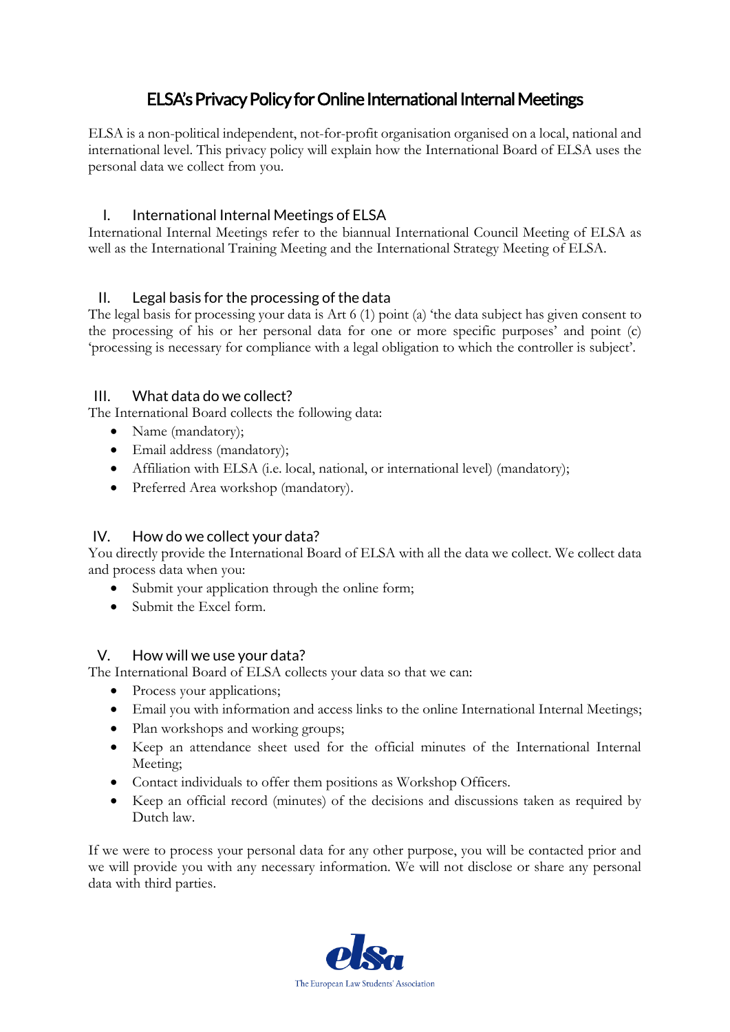# ELSA's Privacy Policy for Online International Internal Meetings

ELSA is a non-political independent, not-for-profit organisation organised on a local, national and international level. This privacy policy will explain how the International Board of ELSA uses the personal data we collect from you.

## I. International Internal Meetings of ELSA

International Internal Meetings refer to the biannual International Council Meeting of ELSA as well as the International Training Meeting and the International Strategy Meeting of ELSA.

## II. Legal basis for the processing of the data

The legal basis for processing your data is Art 6 (1) point (a) 'the data subject has given consent to the processing of his or her personal data for one or more specific purposes' and point (c) 'processing is necessary for compliance with a legal obligation to which the controller is subject'.

## III. What data do we collect?

The International Board collects the following data:

- Name (mandatory);
- Email address (mandatory);
- Affiliation with ELSA (i.e. local, national, or international level) (mandatory);
- Preferred Area workshop (mandatory).

## IV. How do we collect your data?

You directly provide the International Board of ELSA with all the data we collect. We collect data and process data when you:

- Submit your application through the online form;
- Submit the Excel form.

## V. How will we use your data?

The International Board of ELSA collects your data so that we can:

- Process your applications;
- Email you with information and access links to the online International Internal Meetings;
- Plan workshops and working groups;
- Keep an attendance sheet used for the official minutes of the International Internal Meeting;
- Contact individuals to offer them positions as Workshop Officers.
- Keep an official record (minutes) of the decisions and discussions taken as required by Dutch law.

If we were to process your personal data for any other purpose, you will be contacted prior and we will provide you with any necessary information. We will not disclose or share any personal data with third parties.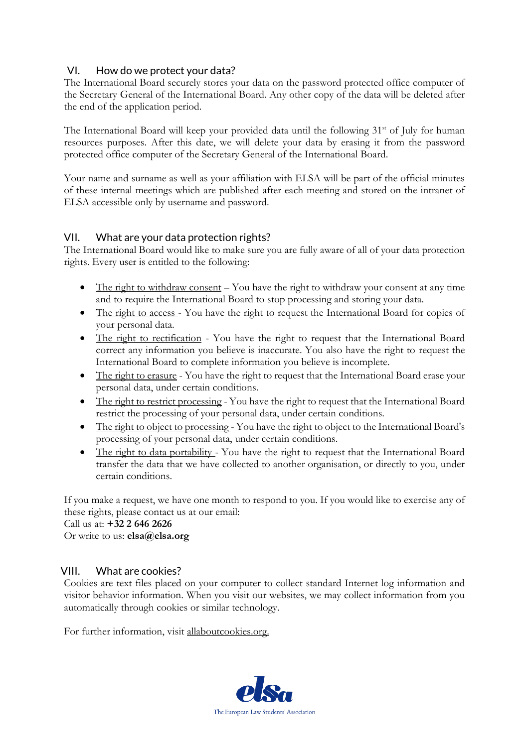## VI. How do we protect your data?

The International Board securely stores your data on the password protected office computer of the Secretary General of the International Board. Any other copy of the data will be deleted after the end of the application period.

The International Board will keep your provided data until the following 31st of July for human resources purposes. After this date, we will delete your data by erasing it from the password protected office computer of the Secretary General of the International Board.

Your name and surname as well as your affiliation with ELSA will be part of the official minutes of these internal meetings which are published after each meeting and stored on the intranet of ELSA accessible only by username and password.

## VII. What are your data protection rights?

The International Board would like to make sure you are fully aware of all of your data protection rights. Every user is entitled to the following:

- The right to withdraw consent – You have the right to withdraw your consent at any time and to require the International Board to stop processing and storing your data.
- The right to access - You have the right to request the International Board for copies of your personal data.
- The right to rectification - You have the right to request that the International Board correct any information you believe is inaccurate. You also have the right to request the International Board to complete information you believe is incomplete.
- The right to erasure - You have the right to request that the International Board erase your personal data, under certain conditions.
- The right to restrict processing - You have the right to request that the International Board restrict the processing of your personal data, under certain conditions.
- The right to object to processing - You have the right to object to the International Board's processing of your personal data, under certain conditions.
- The right to data portability - You have the right to request that the International Board transfer the data that we have collected to another organisation, or directly to you, under certain conditions.

If you make a request, we have one month to respond to you. If you would like to exercise any of these rights, please contact us at our email:
Call us at: **+32 2 646 2626**
Or write to us: **elsa@elsa.org**

## VIII. What are cookies?

Cookies are text files placed on your computer to collect standard Internet log information and visitor behavior information. When you visit our websites, we may collect information from you automatically through cookies or similar technology.

For further information, visit allaboutcookies.org.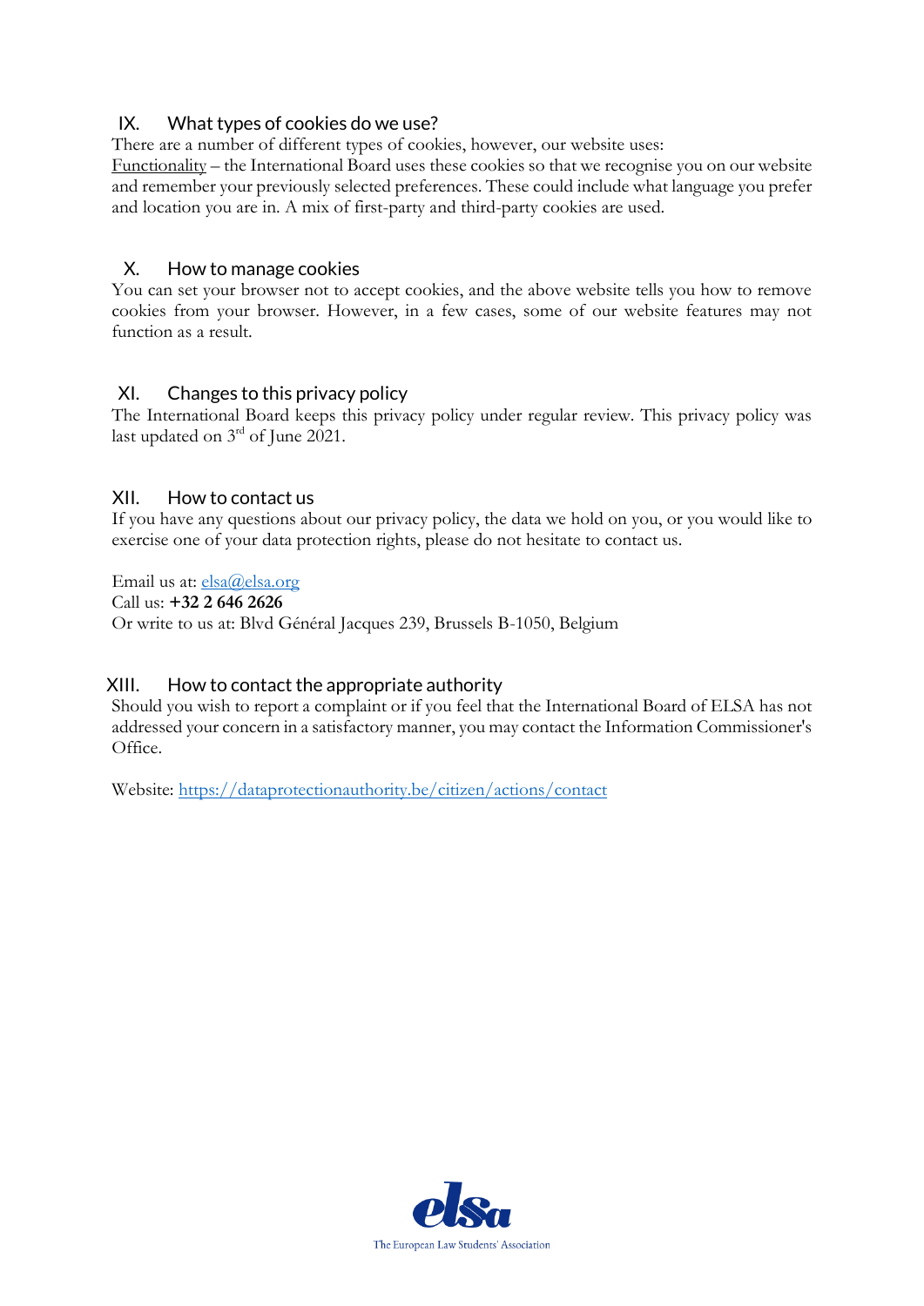## IX. What types of cookies do we use?

There are a number of different types of cookies, however, our website uses:
Functionality – the International Board uses these cookies so that we recognise you on our website and remember your previously selected preferences. These could include what language you prefer and location you are in. A mix of first-party and third-party cookies are used.

## X. How to manage cookies

You can set your browser not to accept cookies, and the above website tells you how to remove cookies from your browser. However, in a few cases, some of our website features may not function as a result.

## XI. Changes to this privacy policy

The International Board keeps this privacy policy under regular review. This privacy policy was last updated on 3rd of June 2021.

## XII. How to contact us

If you have any questions about our privacy policy, the data we hold on you, or you would like to exercise one of your data protection rights, please do not hesitate to contact us.

Email us at: [elsa@elsa.org](mailto:elsa@elsa.org)
Call us: **+32 2 646 2626**
Or write to us at: Blvd Général Jacques 239, Brussels B-1050, Belgium

## XIII. How to contact the appropriate authority

Should you wish to report a complaint or if you feel that the International Board of ELSA has not addressed your concern in a satisfactory manner, you may contact the Information Commissioner's Office.

Website: [https://dataprotectionauthority.be/citizen/actions/contact](https://dataprotectionauthority.be/citizen/actions/contact)